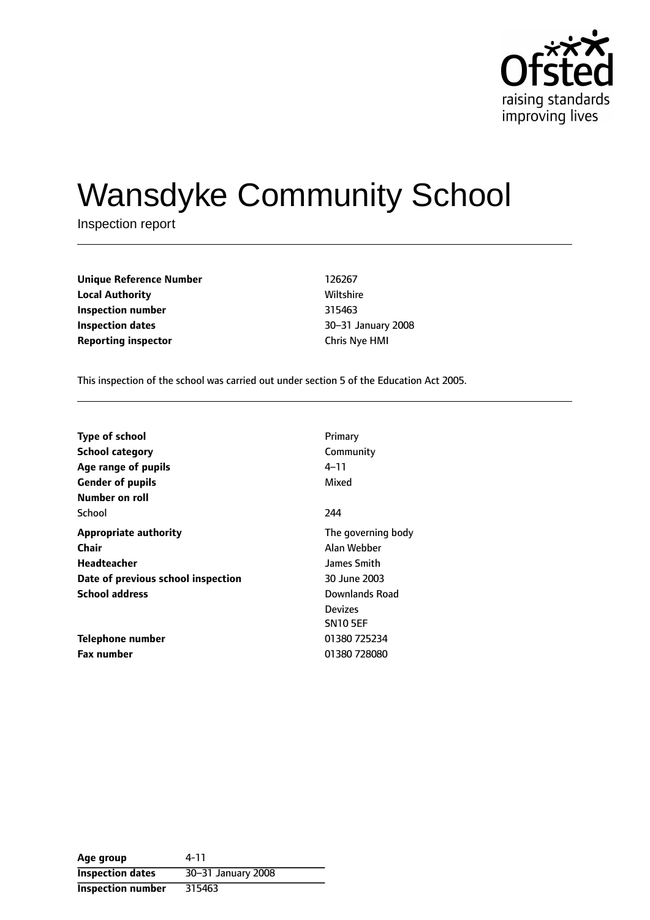# Wansdyke Community School

Inspection report

| | |
|---|---|
| **Unique Reference Number** | 126267 |
| **Local Authority** | Wiltshire |
| **Inspection number** | 315463 |
| **Inspection dates** | 30–31 January 2008 |
| **Reporting inspector** | Chris Nye HMI |

This inspection of the school was carried out under section 5 of the Education Act 2005.

| | |
|---|---|
| **Type of school** | Primary |
| **School category** | Community |
| **Age range of pupils** | 4–11 |
| **Gender of pupils** | Mixed |
| **Number on roll** | |
| School | 244 |
| **Appropriate authority** | The governing body |
| **Chair** | Alan Webber |
| **Headteacher** | James Smith |
| **Date of previous school inspection** | 30 June 2003 |
| **School address** | Downlands Road<br>Devizes<br>SN10 5EF |
| **Telephone number** | 01380 725234 |
| **Fax number** | 01380 728080 |

| | |
|---|---|
| **Age group** | 4-11 |
| **Inspection dates** | 30–31 January 2008 |
| **Inspection number** | 315463 |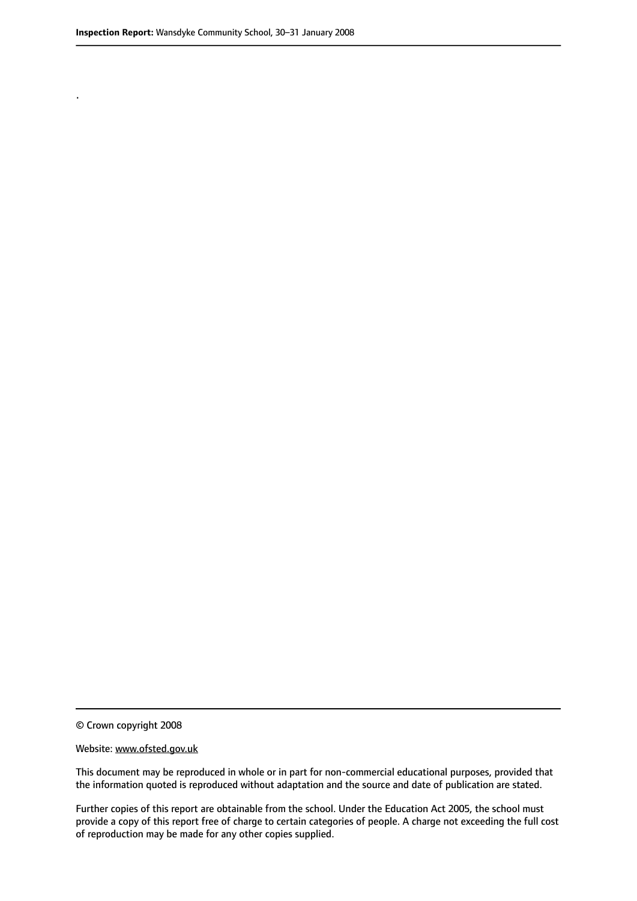.

© Crown copyright 2008

Website: www.ofsted.gov.uk

This document may be reproduced in whole or in part for non-commercial educational purposes, provided that the information quoted is reproduced without adaptation and the source and date of publication are stated.

Further copies of this report are obtainable from the school. Under the Education Act 2005, the school must provide a copy of this report free of charge to certain categories of people. A charge not exceeding the full cost of reproduction may be made for any other copies supplied.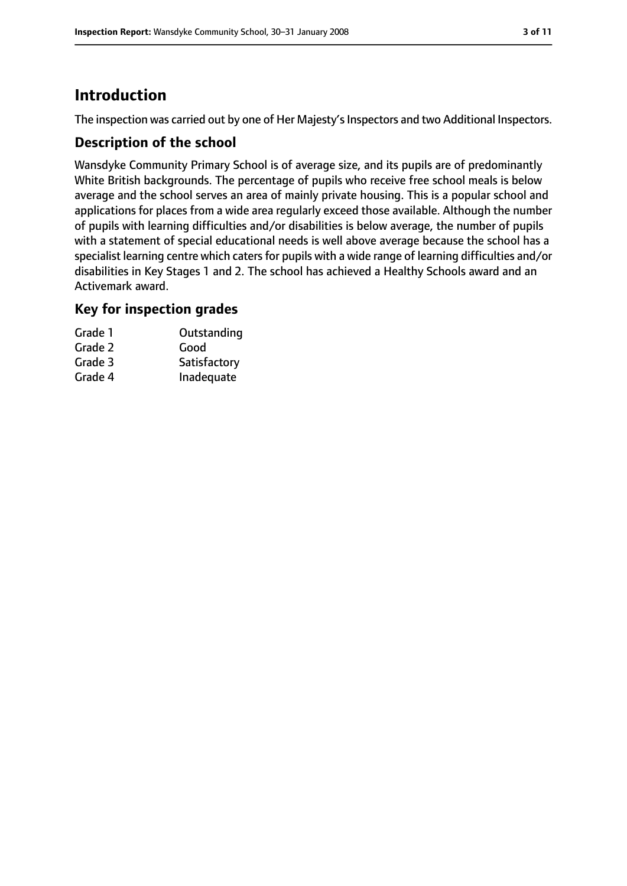# Introduction

The inspection was carried out by one of Her Majesty's Inspectors and two Additional Inspectors.

## Description of the school

Wansdyke Community Primary School is of average size, and its pupils are of predominantly White British backgrounds. The percentage of pupils who receive free school meals is below average and the school serves an area of mainly private housing. This is a popular school and applications for places from a wide area regularly exceed those available. Although the number of pupils with learning difficulties and/or disabilities is below average, the number of pupils with a statement of special educational needs is well above average because the school has a specialist learning centre which caters for pupils with a wide range of learning difficulties and/or disabilities in Key Stages 1 and 2. The school has achieved a Healthy Schools award and an Activemark award.

## Key for inspection grades

| | |
|---|---|
| Grade 1 | Outstanding |
| Grade 2 | Good |
| Grade 3 | Satisfactory |
| Grade 4 | Inadequate |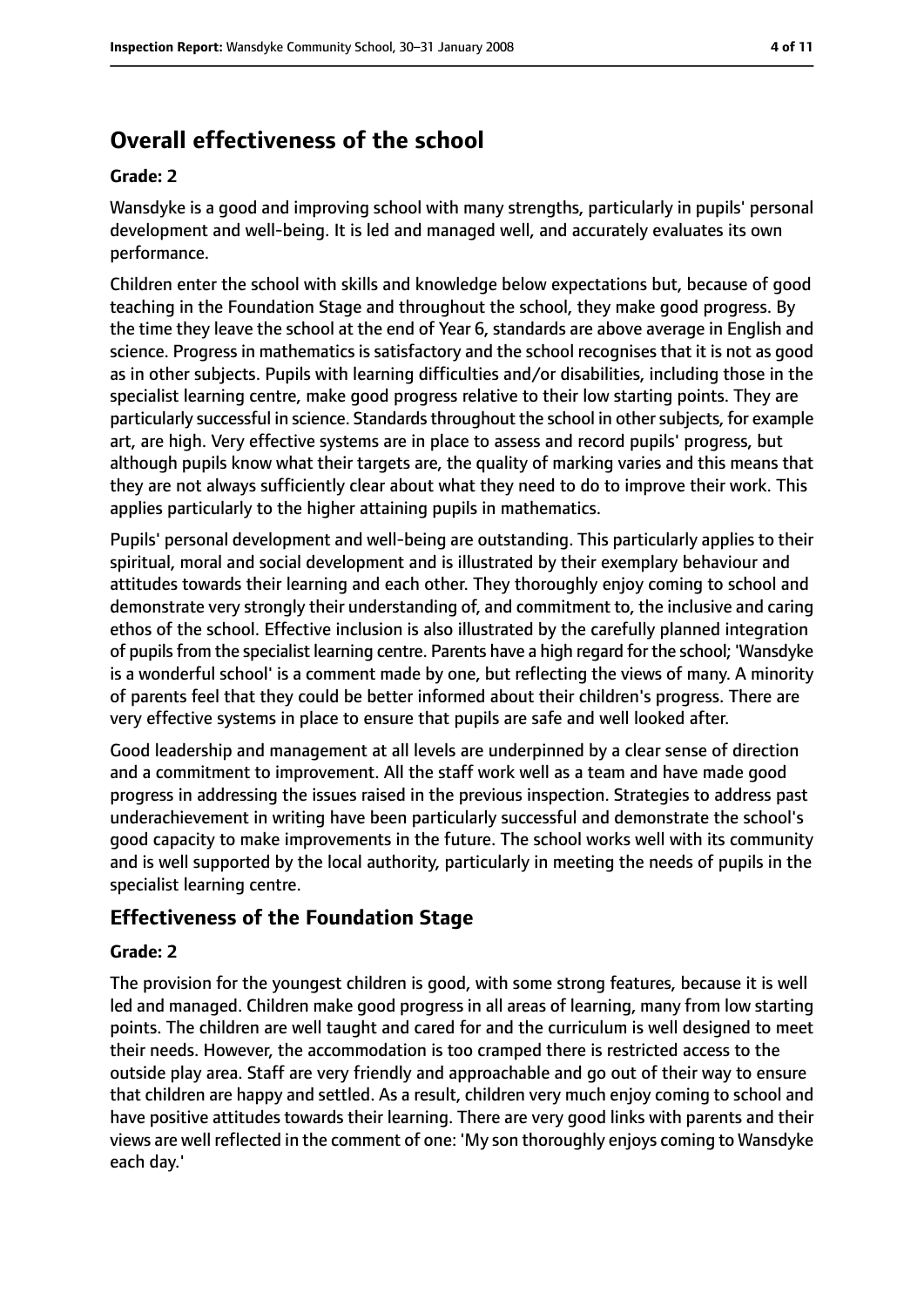## Overall effectiveness of the school

### Grade: 2

Wansdyke is a good and improving school with many strengths, particularly in pupils' personal development and well-being. It is led and managed well, and accurately evaluates its own performance.

Children enter the school with skills and knowledge below expectations but, because of good teaching in the Foundation Stage and throughout the school, they make good progress. By the time they leave the school at the end of Year 6, standards are above average in English and science. Progress in mathematics is satisfactory and the school recognises that it is not as good as in other subjects. Pupils with learning difficulties and/or disabilities, including those in the specialist learning centre, make good progress relative to their low starting points. They are particularly successful in science. Standards throughout the school in other subjects, for example art, are high. Very effective systems are in place to assess and record pupils' progress, but although pupils know what their targets are, the quality of marking varies and this means that they are not always sufficiently clear about what they need to do to improve their work. This applies particularly to the higher attaining pupils in mathematics.

Pupils' personal development and well-being are outstanding. This particularly applies to their spiritual, moral and social development and is illustrated by their exemplary behaviour and attitudes towards their learning and each other. They thoroughly enjoy coming to school and demonstrate very strongly their understanding of, and commitment to, the inclusive and caring ethos of the school. Effective inclusion is also illustrated by the carefully planned integration of pupils from the specialist learning centre. Parents have a high regard for the school; 'Wansdyke is a wonderful school' is a comment made by one, but reflecting the views of many. A minority of parents feel that they could be better informed about their children's progress. There are very effective systems in place to ensure that pupils are safe and well looked after.

Good leadership and management at all levels are underpinned by a clear sense of direction and a commitment to improvement. All the staff work well as a team and have made good progress in addressing the issues raised in the previous inspection. Strategies to address past underachievement in writing have been particularly successful and demonstrate the school's good capacity to make improvements in the future. The school works well with its community and is well supported by the local authority, particularly in meeting the needs of pupils in the specialist learning centre.

## Effectiveness of the Foundation Stage

### Grade: 2

The provision for the youngest children is good, with some strong features, because it is well led and managed. Children make good progress in all areas of learning, many from low starting points. The children are well taught and cared for and the curriculum is well designed to meet their needs. However, the accommodation is too cramped there is restricted access to the outside play area. Staff are very friendly and approachable and go out of their way to ensure that children are happy and settled. As a result, children very much enjoy coming to school and have positive attitudes towards their learning. There are very good links with parents and their views are well reflected in the comment of one: 'My son thoroughly enjoys coming to Wansdyke each day.'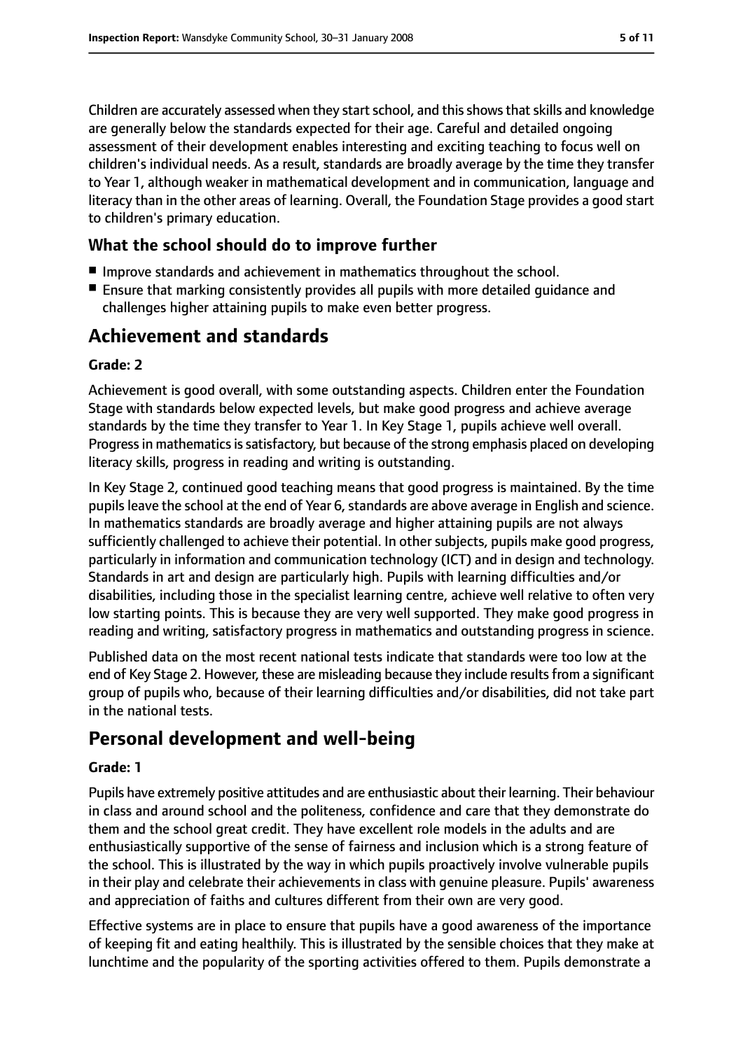Children are accurately assessed when they start school, and this shows that skills and knowledge are generally below the standards expected for their age. Careful and detailed ongoing assessment of their development enables interesting and exciting teaching to focus well on children's individual needs. As a result, standards are broadly average by the time they transfer to Year 1, although weaker in mathematical development and in communication, language and literacy than in the other areas of learning. Overall, the Foundation Stage provides a good start to children's primary education.

### What the school should do to improve further

- Improve standards and achievement in mathematics throughout the school.
- Ensure that marking consistently provides all pupils with more detailed guidance and challenges higher attaining pupils to make even better progress.

## Achievement and standards

**Grade: 2**

Achievement is good overall, with some outstanding aspects. Children enter the Foundation Stage with standards below expected levels, but make good progress and achieve average standards by the time they transfer to Year 1. In Key Stage 1, pupils achieve well overall. Progress in mathematics is satisfactory, but because of the strong emphasis placed on developing literacy skills, progress in reading and writing is outstanding.

In Key Stage 2, continued good teaching means that good progress is maintained. By the time pupils leave the school at the end of Year 6, standards are above average in English and science. In mathematics standards are broadly average and higher attaining pupils are not always sufficiently challenged to achieve their potential. In other subjects, pupils make good progress, particularly in information and communication technology (ICT) and in design and technology. Standards in art and design are particularly high. Pupils with learning difficulties and/or disabilities, including those in the specialist learning centre, achieve well relative to often very low starting points. This is because they are very well supported. They make good progress in reading and writing, satisfactory progress in mathematics and outstanding progress in science.

Published data on the most recent national tests indicate that standards were too low at the end of Key Stage 2. However, these are misleading because they include results from a significant group of pupils who, because of their learning difficulties and/or disabilities, did not take part in the national tests.

## Personal development and well-being

**Grade: 1**

Pupils have extremely positive attitudes and are enthusiastic about their learning. Their behaviour in class and around school and the politeness, confidence and care that they demonstrate do them and the school great credit. They have excellent role models in the adults and are enthusiastically supportive of the sense of fairness and inclusion which is a strong feature of the school. This is illustrated by the way in which pupils proactively involve vulnerable pupils in their play and celebrate their achievements in class with genuine pleasure. Pupils' awareness and appreciation of faiths and cultures different from their own are very good.

Effective systems are in place to ensure that pupils have a good awareness of the importance of keeping fit and eating healthily. This is illustrated by the sensible choices that they make at lunchtime and the popularity of the sporting activities offered to them. Pupils demonstrate a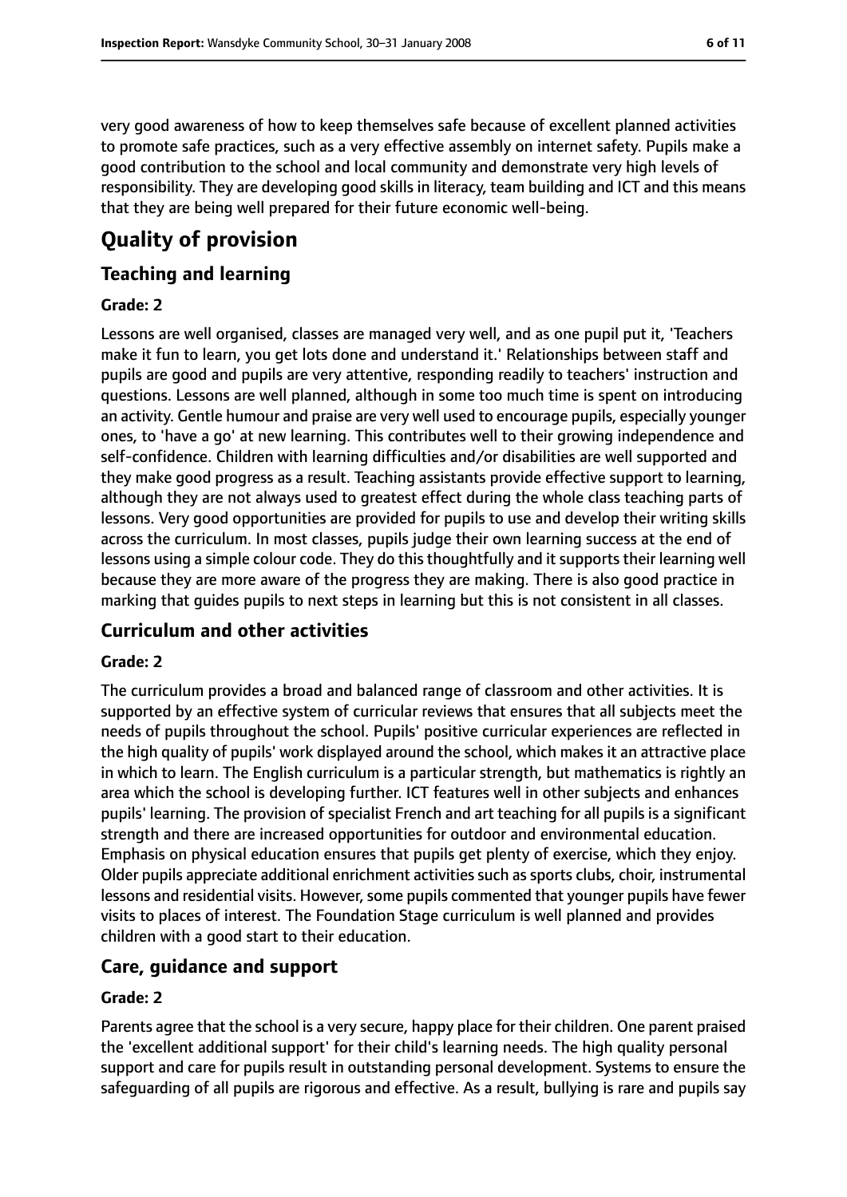very good awareness of how to keep themselves safe because of excellent planned activities to promote safe practices, such as a very effective assembly on internet safety. Pupils make a good contribution to the school and local community and demonstrate very high levels of responsibility. They are developing good skills in literacy, team building and ICT and this means that they are being well prepared for their future economic well-being.

# Quality of provision

## Teaching and learning

### Grade: 2

Lessons are well organised, classes are managed very well, and as one pupil put it, 'Teachers make it fun to learn, you get lots done and understand it.' Relationships between staff and pupils are good and pupils are very attentive, responding readily to teachers' instruction and questions. Lessons are well planned, although in some too much time is spent on introducing an activity. Gentle humour and praise are very well used to encourage pupils, especially younger ones, to 'have a go' at new learning. This contributes well to their growing independence and self-confidence. Children with learning difficulties and/or disabilities are well supported and they make good progress as a result. Teaching assistants provide effective support to learning, although they are not always used to greatest effect during the whole class teaching parts of lessons. Very good opportunities are provided for pupils to use and develop their writing skills across the curriculum. In most classes, pupils judge their own learning success at the end of lessons using a simple colour code. They do this thoughtfully and it supports their learning well because they are more aware of the progress they are making. There is also good practice in marking that guides pupils to next steps in learning but this is not consistent in all classes.

## Curriculum and other activities

### Grade: 2

The curriculum provides a broad and balanced range of classroom and other activities. It is supported by an effective system of curricular reviews that ensures that all subjects meet the needs of pupils throughout the school. Pupils' positive curricular experiences are reflected in the high quality of pupils' work displayed around the school, which makes it an attractive place in which to learn. The English curriculum is a particular strength, but mathematics is rightly an area which the school is developing further. ICT features well in other subjects and enhances pupils' learning. The provision of specialist French and art teaching for all pupils is a significant strength and there are increased opportunities for outdoor and environmental education. Emphasis on physical education ensures that pupils get plenty of exercise, which they enjoy. Older pupils appreciate additional enrichment activities such as sports clubs, choir, instrumental lessons and residential visits. However, some pupils commented that younger pupils have fewer visits to places of interest. The Foundation Stage curriculum is well planned and provides children with a good start to their education.

## Care, guidance and support

### Grade: 2

Parents agree that the school is a very secure, happy place for their children. One parent praised the 'excellent additional support' for their child's learning needs. The high quality personal support and care for pupils result in outstanding personal development. Systems to ensure the safeguarding of all pupils are rigorous and effective. As a result, bullying is rare and pupils say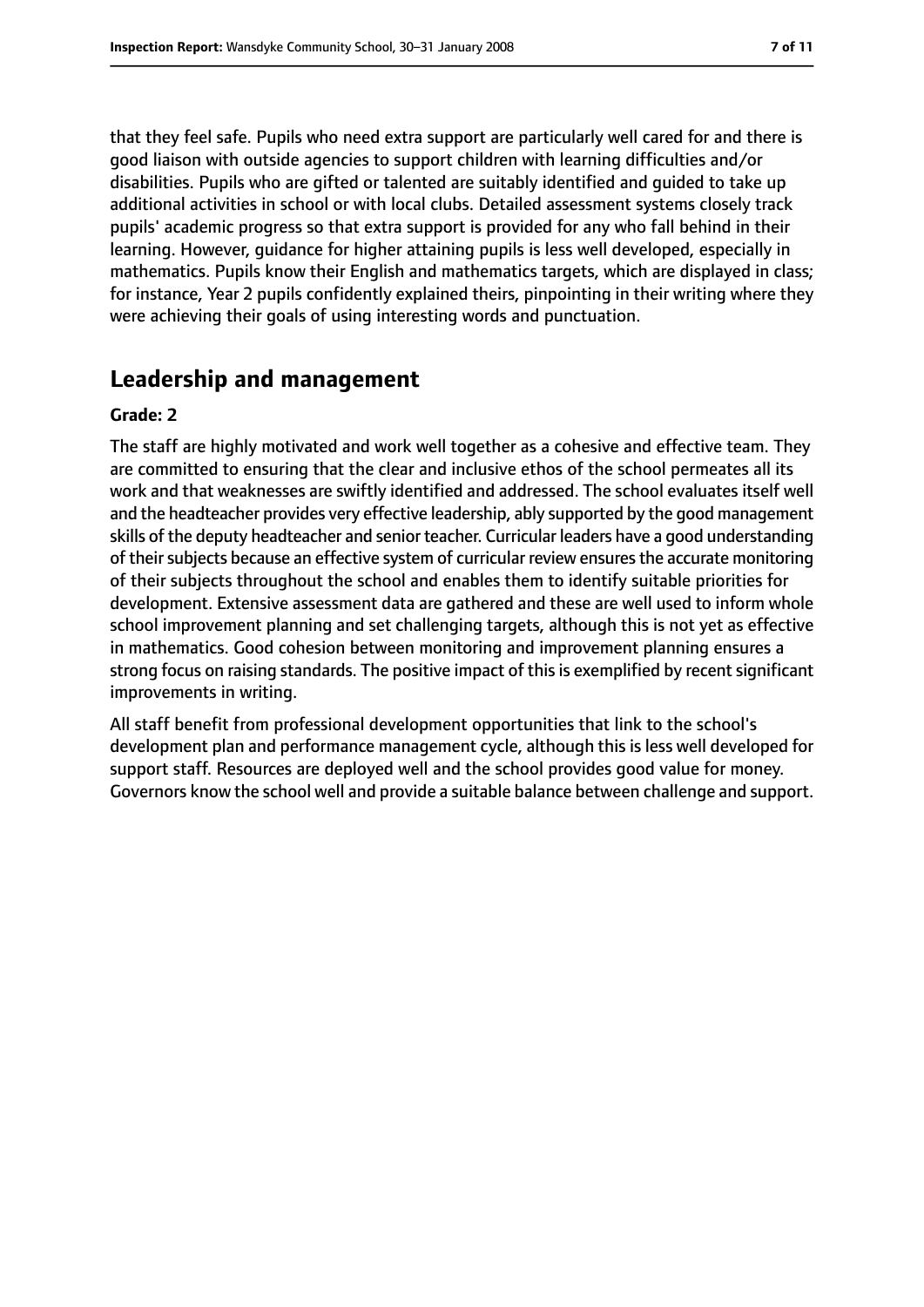that they feel safe. Pupils who need extra support are particularly well cared for and there is good liaison with outside agencies to support children with learning difficulties and/or disabilities. Pupils who are gifted or talented are suitably identified and guided to take up additional activities in school or with local clubs. Detailed assessment systems closely track pupils' academic progress so that extra support is provided for any who fall behind in their learning. However, guidance for higher attaining pupils is less well developed, especially in mathematics. Pupils know their English and mathematics targets, which are displayed in class; for instance, Year 2 pupils confidently explained theirs, pinpointing in their writing where they were achieving their goals of using interesting words and punctuation.

## Leadership and management

**Grade: 2**

The staff are highly motivated and work well together as a cohesive and effective team. They are committed to ensuring that the clear and inclusive ethos of the school permeates all its work and that weaknesses are swiftly identified and addressed. The school evaluates itself well and the headteacher provides very effective leadership, ably supported by the good management skills of the deputy headteacher and senior teacher. Curricular leaders have a good understanding of their subjects because an effective system of curricular review ensures the accurate monitoring of their subjects throughout the school and enables them to identify suitable priorities for development. Extensive assessment data are gathered and these are well used to inform whole school improvement planning and set challenging targets, although this is not yet as effective in mathematics. Good cohesion between monitoring and improvement planning ensures a strong focus on raising standards. The positive impact of this is exemplified by recent significant improvements in writing.

All staff benefit from professional development opportunities that link to the school's development plan and performance management cycle, although this is less well developed for support staff. Resources are deployed well and the school provides good value for money. Governors know the school well and provide a suitable balance between challenge and support.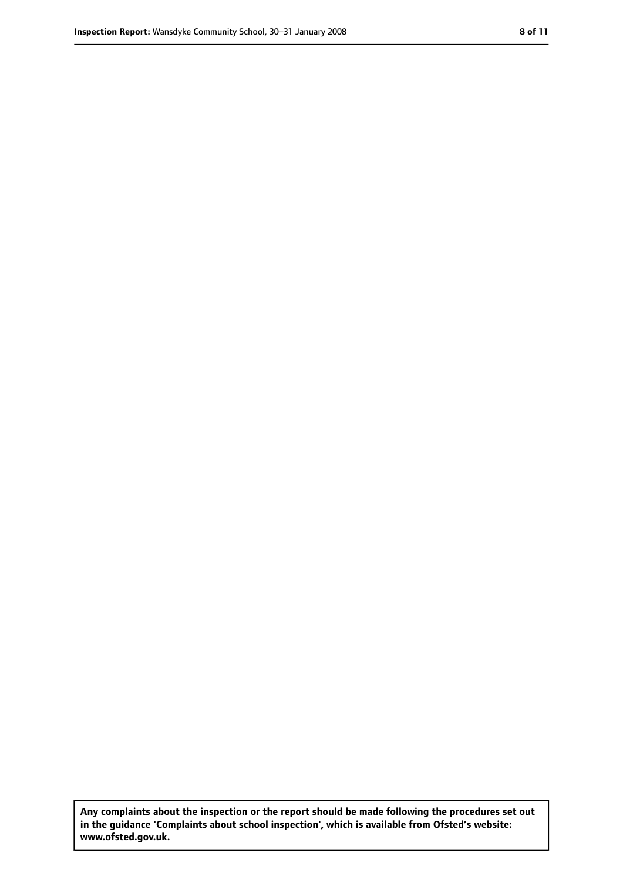**Any complaints about the inspection or the report should be made following the procedures set out in the guidance 'Complaints about school inspection', which is available from Ofsted's website: www.ofsted.gov.uk.**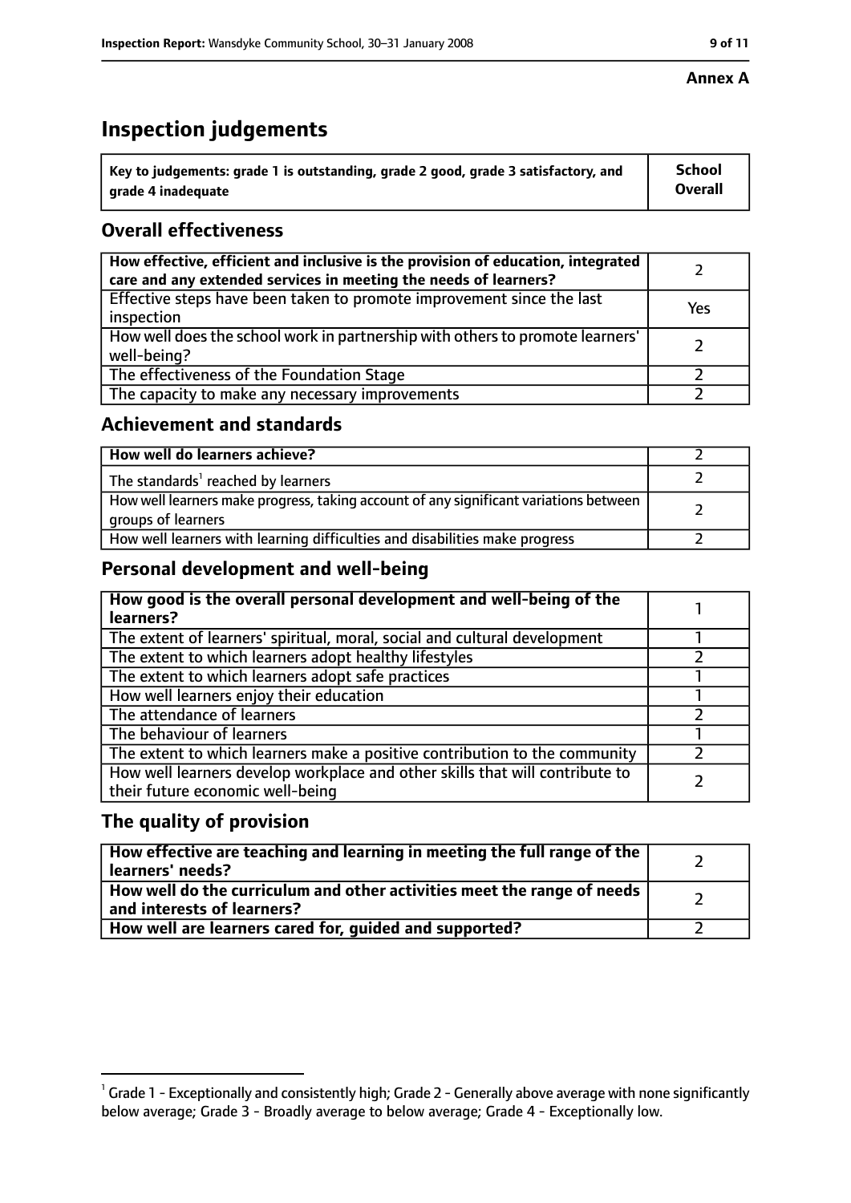**Annex A**

# Inspection judgements

| Key to judgements: grade 1 is outstanding, grade 2 good, grade 3 satisfactory, and grade 4 inadequate | School Overall |
|---|---|

## Overall effectiveness

| | |
|---|---|
| How effective, efficient and inclusive is the provision of education, integrated care and any extended services in meeting the needs of learners? | 2 |
| Effective steps have been taken to promote improvement since the last inspection | Yes |
| How well does the school work in partnership with others to promote learners' well-being? | 2 |
| The effectiveness of the Foundation Stage | 2 |
| The capacity to make any necessary improvements | 2 |

## Achievement and standards

| | |
|---|---|
| How well do learners achieve? | 2 |
| The standards[1] reached by learners | 2 |
| How well learners make progress, taking account of any significant variations between groups of learners | 2 |
| How well learners with learning difficulties and disabilities make progress | 2 |

## Personal development and well-being

| | |
|---|---|
| How good is the overall personal development and well-being of the learners? | 1 |
| The extent of learners' spiritual, moral, social and cultural development | 1 |
| The extent to which learners adopt healthy lifestyles | 2 |
| The extent to which learners adopt safe practices | 1 |
| How well learners enjoy their education | 1 |
| The attendance of learners | 2 |
| The behaviour of learners | 1 |
| The extent to which learners make a positive contribution to the community | 2 |
| How well learners develop workplace and other skills that will contribute to their future economic well-being | 2 |

## The quality of provision

| | |
|---|---|
| How effective are teaching and learning in meeting the full range of the learners' needs? | 2 |
| How well do the curriculum and other activities meet the range of needs and interests of learners? | 2 |
| How well are learners cared for, guided and supported? | 2 |

[1] Grade 1 - Exceptionally and consistently high; Grade 2 - Generally above average with none significantly below average; Grade 3 - Broadly average to below average; Grade 4 - Exceptionally low.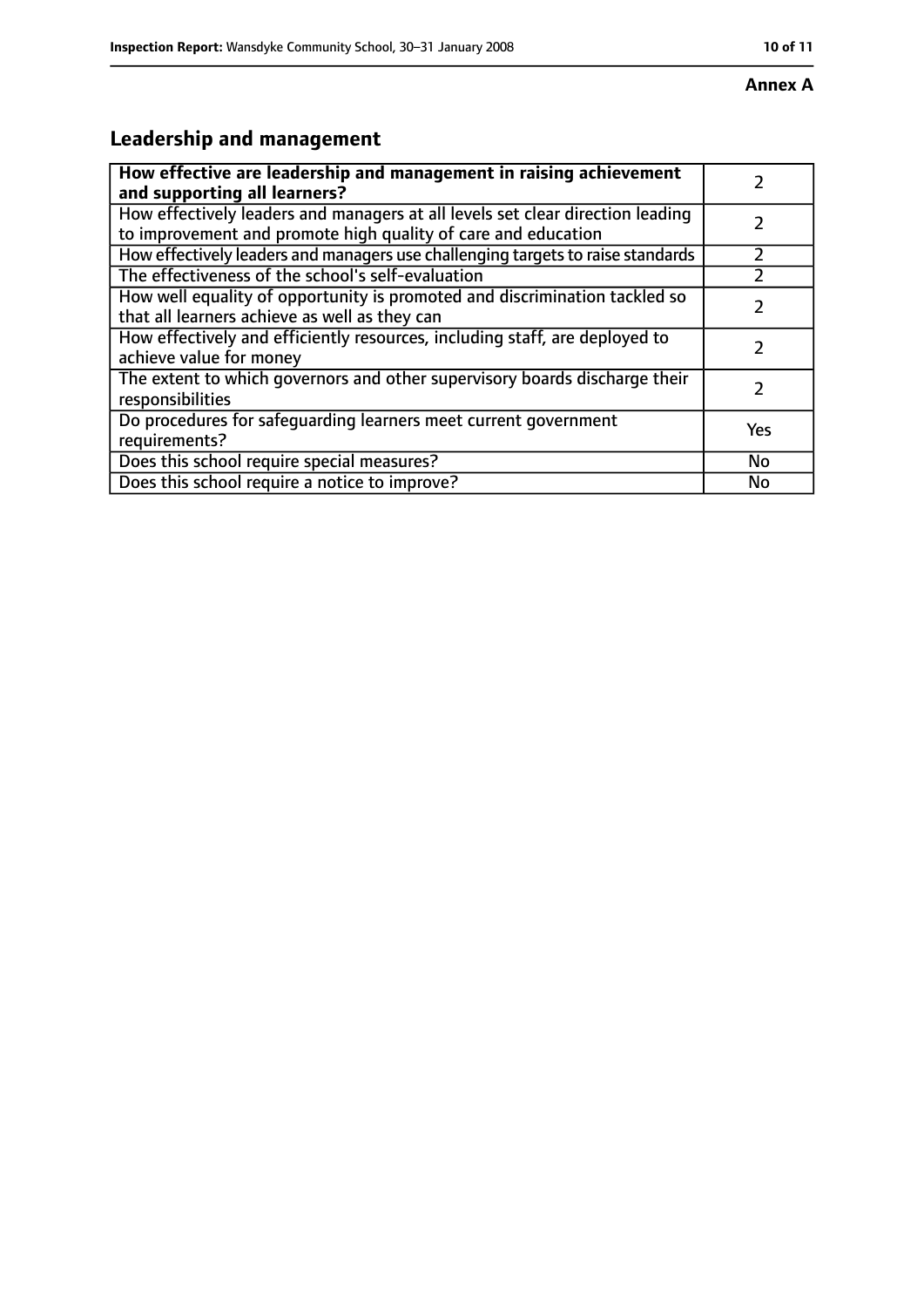**Annex A**

## Leadership and management

| How effective are leadership and management in raising achievement and supporting all learners? | 2 |
| --- | --- |
| How effectively leaders and managers at all levels set clear direction leading to improvement and promote high quality of care and education | 2 |
| How effectively leaders and managers use challenging targets to raise standards | 2 |
| The effectiveness of the school's self-evaluation | 2 |
| How well equality of opportunity is promoted and discrimination tackled so that all learners achieve as well as they can | 2 |
| How effectively and efficiently resources, including staff, are deployed to achieve value for money | 2 |
| The extent to which governors and other supervisory boards discharge their responsibilities | 2 |
| Do procedures for safeguarding learners meet current government requirements? | Yes |
| Does this school require special measures? | No |
| Does this school require a notice to improve? | No |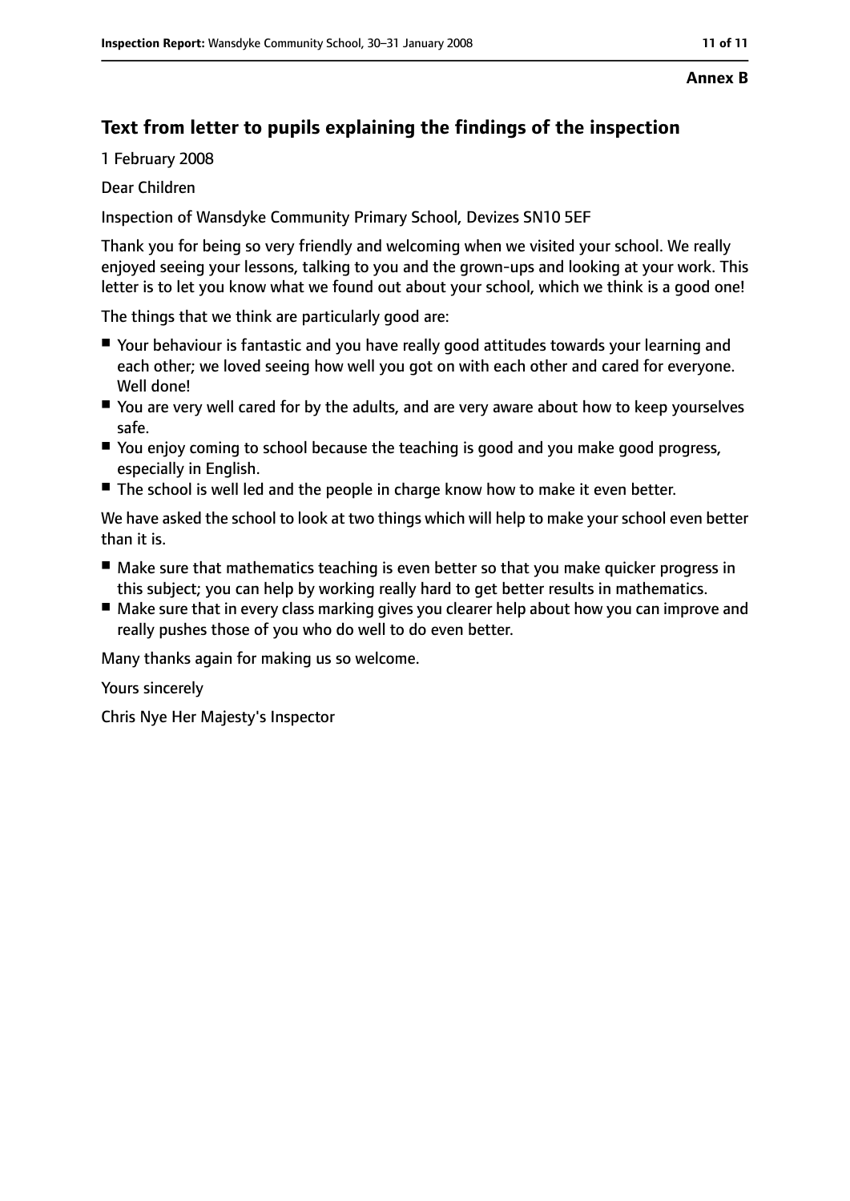**Annex B**

## Text from letter to pupils explaining the findings of the inspection

1 February 2008

Dear Children

Inspection of Wansdyke Community Primary School, Devizes SN10 5EF

Thank you for being so very friendly and welcoming when we visited your school. We really enjoyed seeing your lessons, talking to you and the grown-ups and looking at your work. This letter is to let you know what we found out about your school, which we think is a good one!

The things that we think are particularly good are:

- Your behaviour is fantastic and you have really good attitudes towards your learning and each other; we loved seeing how well you got on with each other and cared for everyone. Well done!
- You are very well cared for by the adults, and are very aware about how to keep yourselves safe.
- You enjoy coming to school because the teaching is good and you make good progress, especially in English.
- The school is well led and the people in charge know how to make it even better.

We have asked the school to look at two things which will help to make your school even better than it is.

- Make sure that mathematics teaching is even better so that you make quicker progress in this subject; you can help by working really hard to get better results in mathematics.
- Make sure that in every class marking gives you clearer help about how you can improve and really pushes those of you who do well to do even better.

Many thanks again for making us so welcome.

Yours sincerely

Chris Nye Her Majesty's Inspector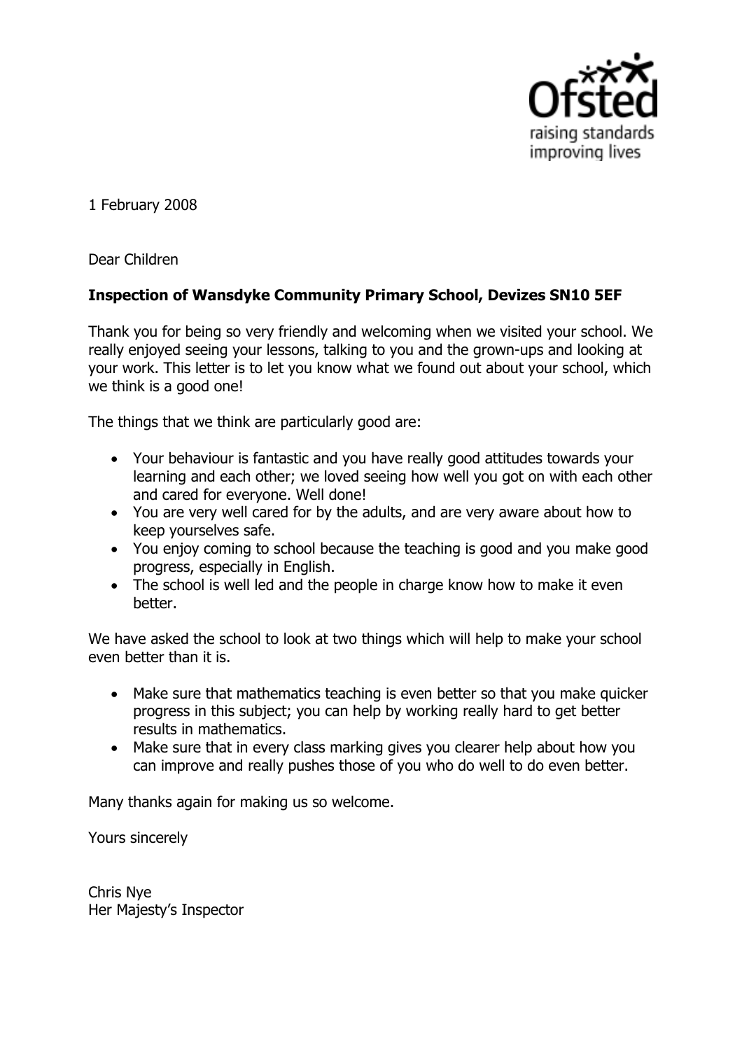1 February 2008

Dear Children

**Inspection of Wansdyke Community Primary School, Devizes SN10 5EF**

Thank you for being so very friendly and welcoming when we visited your school. We really enjoyed seeing your lessons, talking to you and the grown-ups and looking at your work. This letter is to let you know what we found out about your school, which we think is a good one!

The things that we think are particularly good are:

- Your behaviour is fantastic and you have really good attitudes towards your learning and each other; we loved seeing how well you got on with each other and cared for everyone. Well done!
- You are very well cared for by the adults, and are very aware about how to keep yourselves safe.
- You enjoy coming to school because the teaching is good and you make good progress, especially in English.
- The school is well led and the people in charge know how to make it even better.

We have asked the school to look at two things which will help to make your school even better than it is.

- Make sure that mathematics teaching is even better so that you make quicker progress in this subject; you can help by working really hard to get better results in mathematics.
- Make sure that in every class marking gives you clearer help about how you can improve and really pushes those of you who do well to do even better.

Many thanks again for making us so welcome.

Yours sincerely

Chris Nye
Her Majesty's Inspector